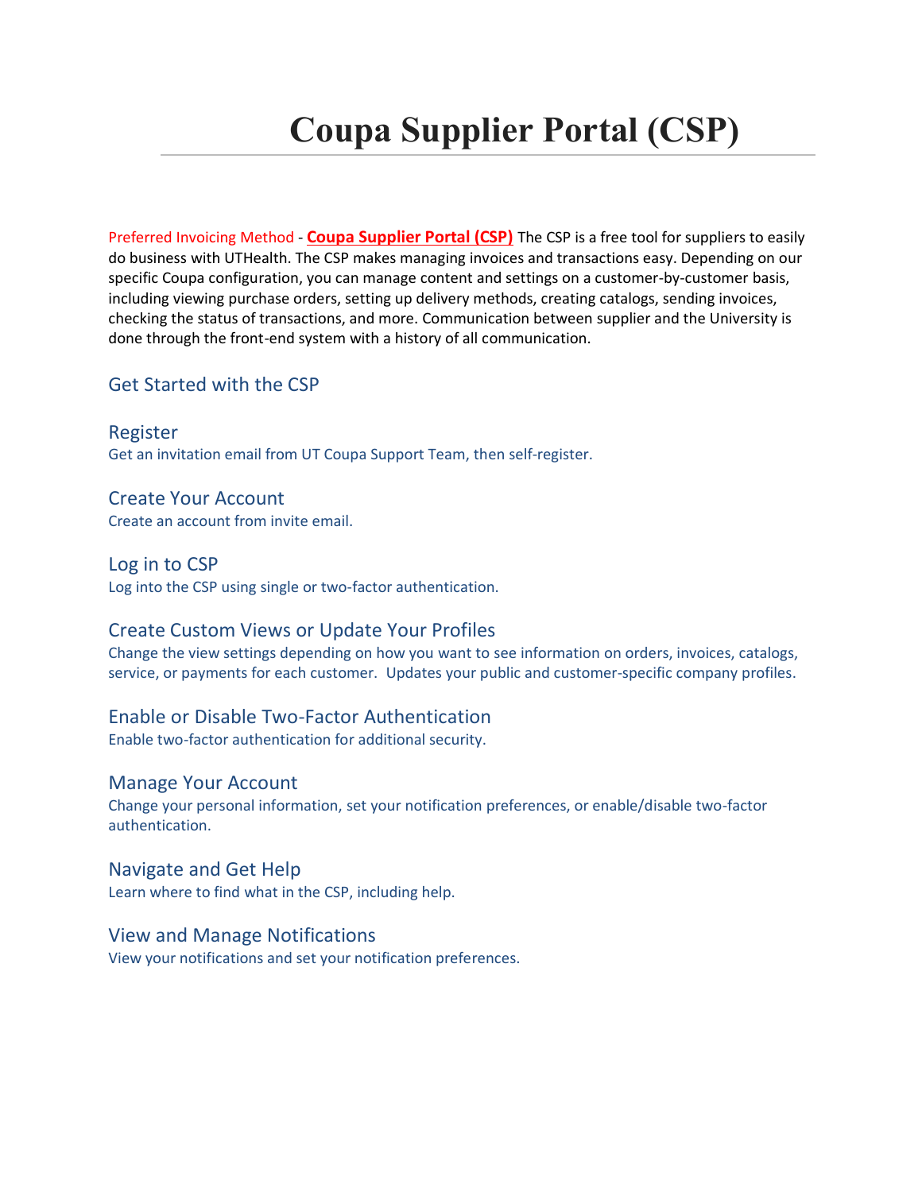# Coupa Supplier Portal (CSP)

Preferred Invoicing Method - **Coupa Supplier Portal (CSP)** The CSP is a free tool for suppliers to easily do business with UTHealth. The CSP makes managing invoices and transactions easy. Depending on our specific Coupa configuration, you can manage content and settings on a customer-by-customer basis, including viewing purchase orders, setting up delivery methods, creating catalogs, sending invoices, checking the status of transactions, and more. Communication between supplier and the University is done through the front-end system with a history of all communication.

## Get Started with the CSP

### Register

Get an invitation email from UT Coupa Support Team, then self-register.

### Create Your Account

Create an account from invite email.

### Log in to CSP

Log into the CSP using single or two-factor authentication.

### Create Custom Views or Update Your Profiles

Change the view settings depending on how you want to see information on orders, invoices, catalogs, service, or payments for each customer. Updates your public and customer-specific company profiles.

### Enable or Disable Two-Factor Authentication

Enable two-factor authentication for additional security.

### Manage Your Account

Change your personal information, set your notification preferences, or enable/disable two-factor authentication.

### Navigate and Get Help

Learn where to find what in the CSP, including help.

### View and Manage Notifications

View your notifications and set your notification preferences.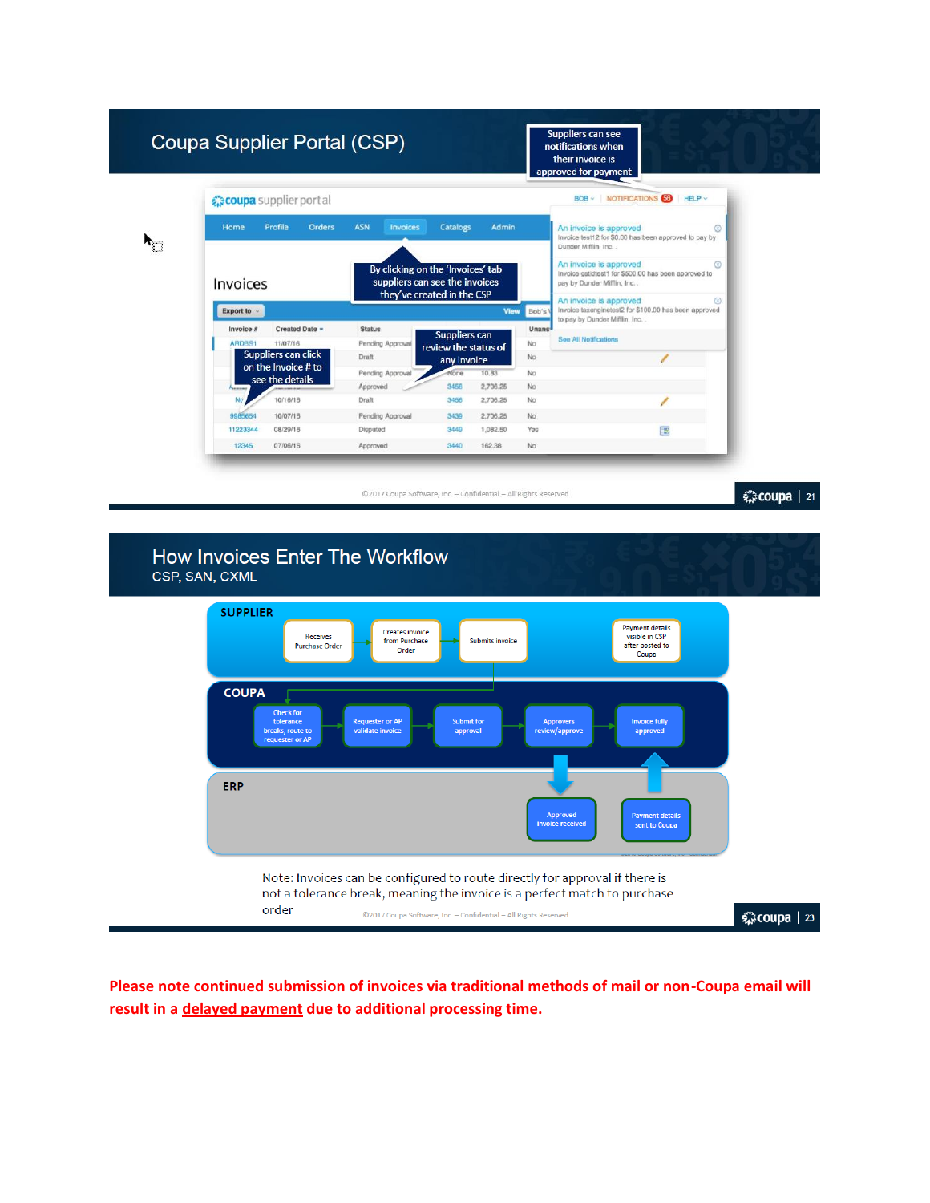## Coupa Supplier Portal (CSP)

Suppliers can see notifications when their invoice is approved for payment

By clicking on the 'Invoices' tab suppliers can see the Invoices they've created in the CSP

Suppliers can review the status of any invoice

Suppliers can click on the Invoice # to see the details

©2017 Coupa Software, Inc. – Confidential – All Rights Reserved

## How Invoices Enter The Workflow

CSP, SAN, CXML

**SUPPLIER**: Receives Purchase Order → Creates invoice from Purchase Order → Submits invoice; Payment details visible in CSP after posted to Coupa

**COUPA**: Check for tolerance breaks, route to requester or AP → Requester or AP validate invoice → Submit for approval → Approvers review/approve → Invoice fully approved

**ERP**: Approved invoice received; Payment details sent to Coupa

Note: Invoices can be configured to route directly for approval if there is not a tolerance break, meaning the invoice is a perfect match to purchase order

©2017 Coupa Software, Inc. – Confidential – All Rights Reserved

**Please note continued submission of invoices via traditional methods of mail or non-Coupa email will result in a delayed payment due to additional processing time.**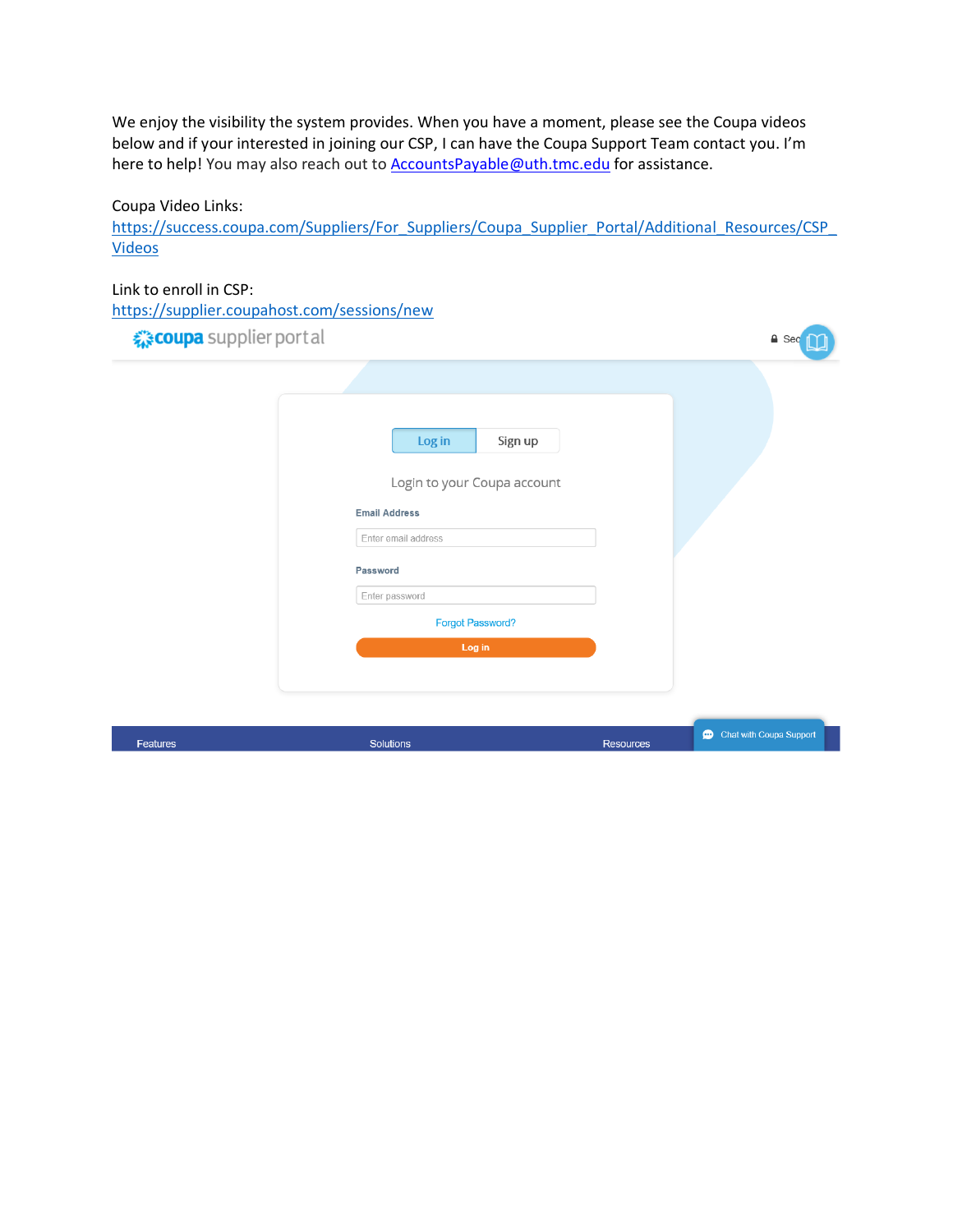We enjoy the visibility the system provides. When you have a moment, please see the Coupa videos below and if your interested in joining our CSP, I can have the Coupa Support Team contact you. I'm here to help! You may also reach out to AccountsPayable@uth.tmc.edu for assistance.

Coupa Video Links:
https://success.coupa.com/Suppliers/For_Suppliers/Coupa_Supplier_Portal/Additional_Resources/CSP_Videos

Link to enroll in CSP:
https://supplier.coupahost.com/sessions/new

coupa supplier portal

Log in | Sign up

Login to your Coupa account

Email Address

Enter email address

Password

Enter password

Forgot Password?

Log in

Features | Solutions | Resources

Chat with Coupa Support